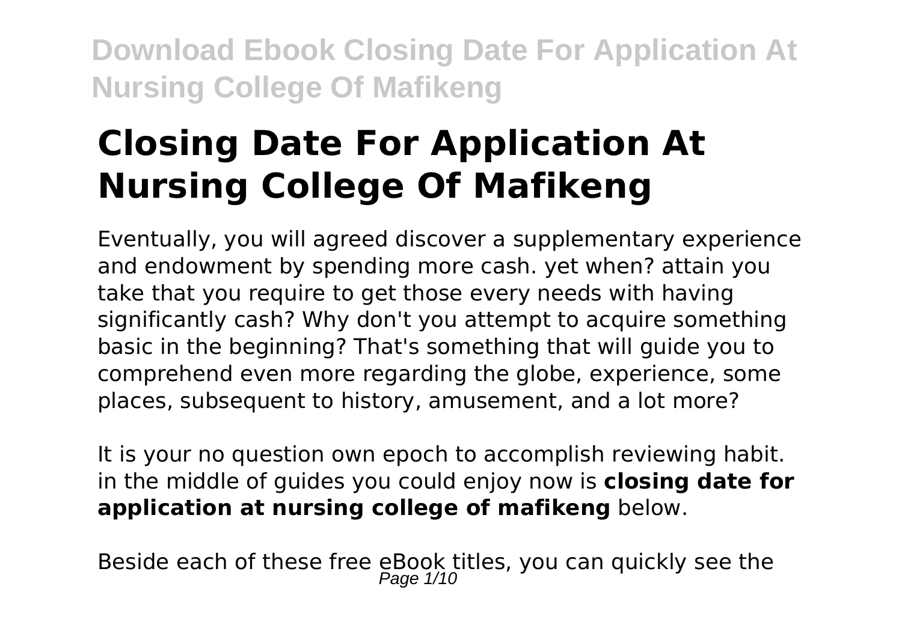# Closing Date For Application At Nursing College Of Mafikeng

Eventually, you will agreed discover a supplementary experience and endowment by spending more cash. yet when? attain you take that you require to get those every needs with having significantly cash? Why don't you attempt to acquire something basic in the beginning? That's something that will guide you to comprehend even more regarding the globe, experience, some places, subsequent to history, amusement, and a lot more?

It is your no question own epoch to accomplish reviewing habit. in the middle of guides you could enjoy now is **closing date for application at nursing college of mafikeng** below.

Beside each of these free eBook titles, you can quickly see the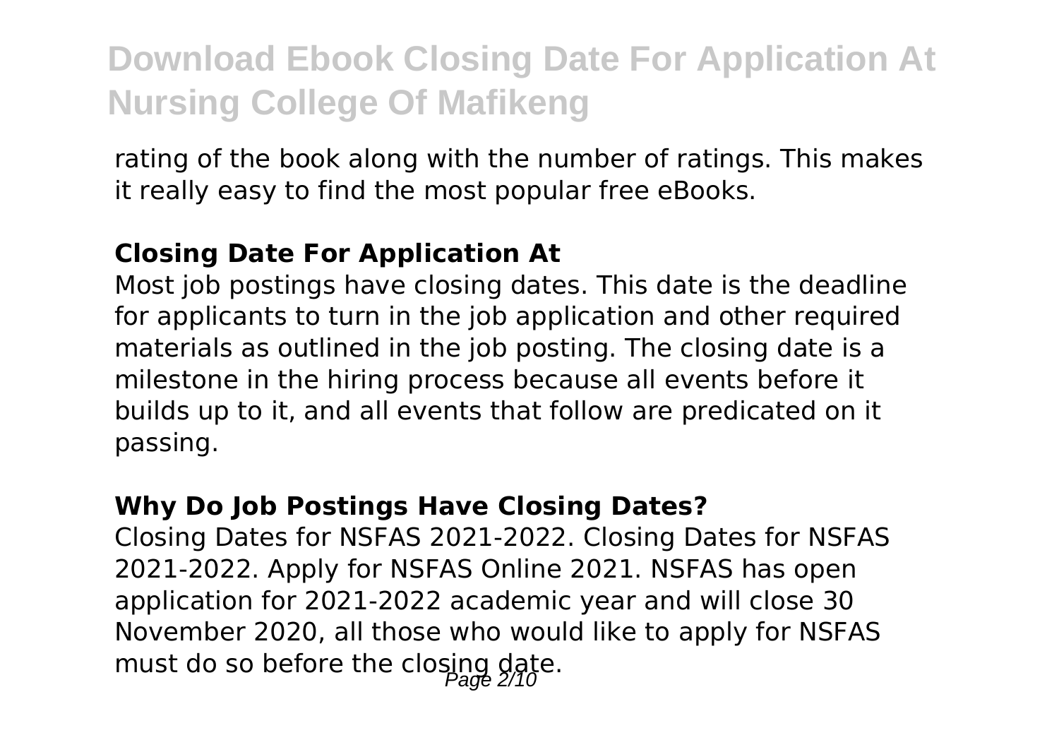rating of the book along with the number of ratings. This makes it really easy to find the most popular free eBooks.

### **Closing Date For Application At**

Most job postings have closing dates. This date is the deadline for applicants to turn in the job application and other required materials as outlined in the job posting. The closing date is a milestone in the hiring process because all events before it builds up to it, and all events that follow are predicated on it passing.

### **Why Do Job Postings Have Closing Dates?**

Closing Dates for NSFAS 2021-2022. Closing Dates for NSFAS 2021-2022. Apply for NSFAS Online 2021. NSFAS has open application for 2021-2022 academic year and will close 30 November 2020, all those who would like to apply for NSFAS must do so before the closing date.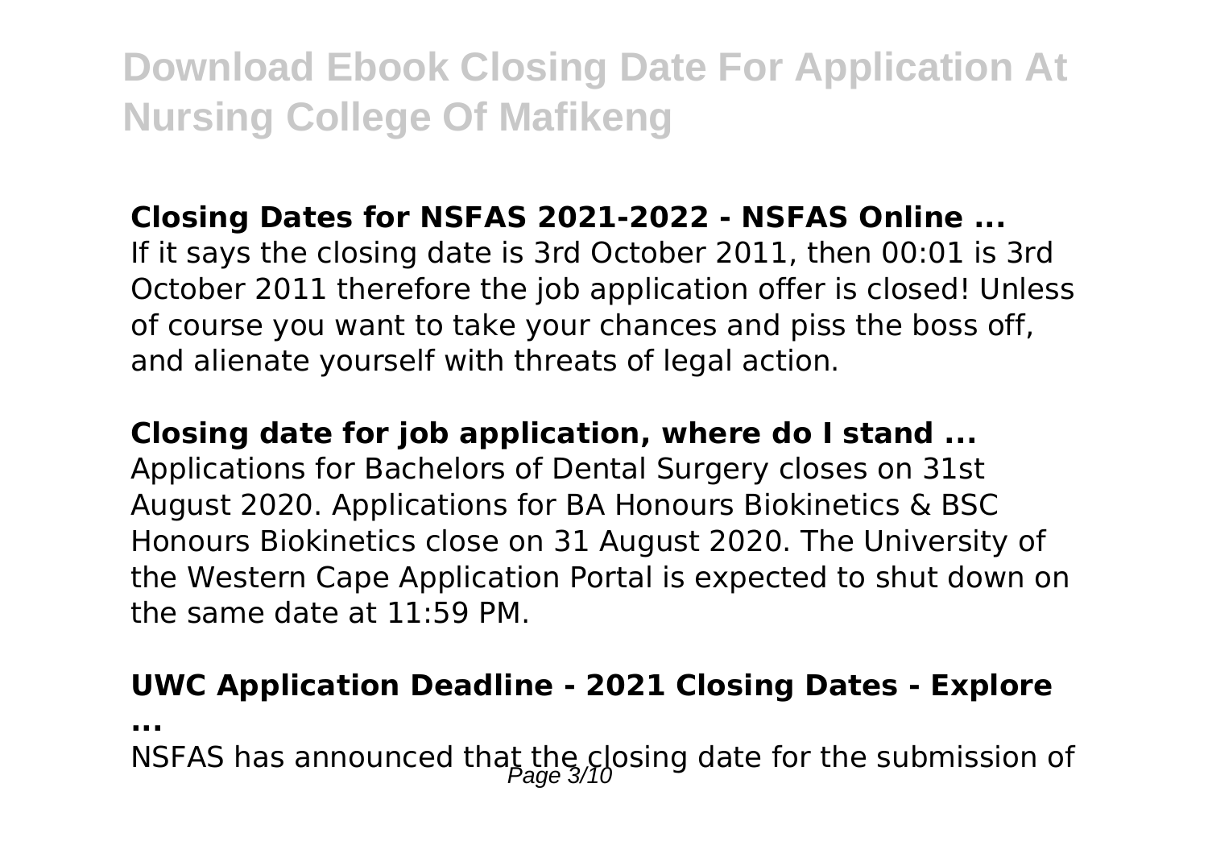**Closing Dates for NSFAS 2021-2022 - NSFAS Online ...**

If it says the closing date is 3rd October 2011, then 00:01 is 3rd October 2011 therefore the job application offer is closed! Unless of course you want to take your chances and piss the boss off, and alienate yourself with threats of legal action.

**Closing date for job application, where do I stand ...**

Applications for Bachelors of Dental Surgery closes on 31st August 2020. Applications for BA Honours Biokinetics & BSC Honours Biokinetics close on 31 August 2020. The University of the Western Cape Application Portal is expected to shut down on the same date at 11:59 PM.

**UWC Application Deadline - 2021 Closing Dates - Explore ...**

NSFAS has announced that the closing date for the submission of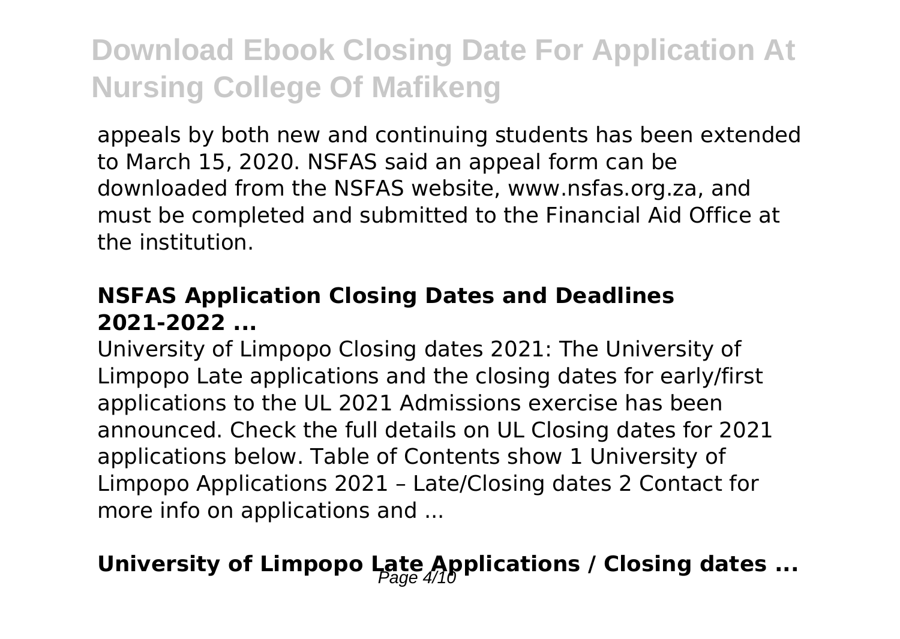appeals by both new and continuing students has been extended to March 15, 2020. NSFAS said an appeal form can be downloaded from the NSFAS website, www.nsfas.org.za, and must be completed and submitted to the Financial Aid Office at the institution.

### NSFAS Application Closing Dates and Deadlines 2021-2022 ...

University of Limpopo Closing dates 2021: The University of Limpopo Late applications and the closing dates for early/first applications to the UL 2021 Admissions exercise has been announced. Check the full details on UL Closing dates for 2021 applications below. Table of Contents show 1 University of Limpopo Applications 2021 – Late/Closing dates 2 Contact for more info on applications and ...

## University of Limpopo Late Applications / Closing dates ...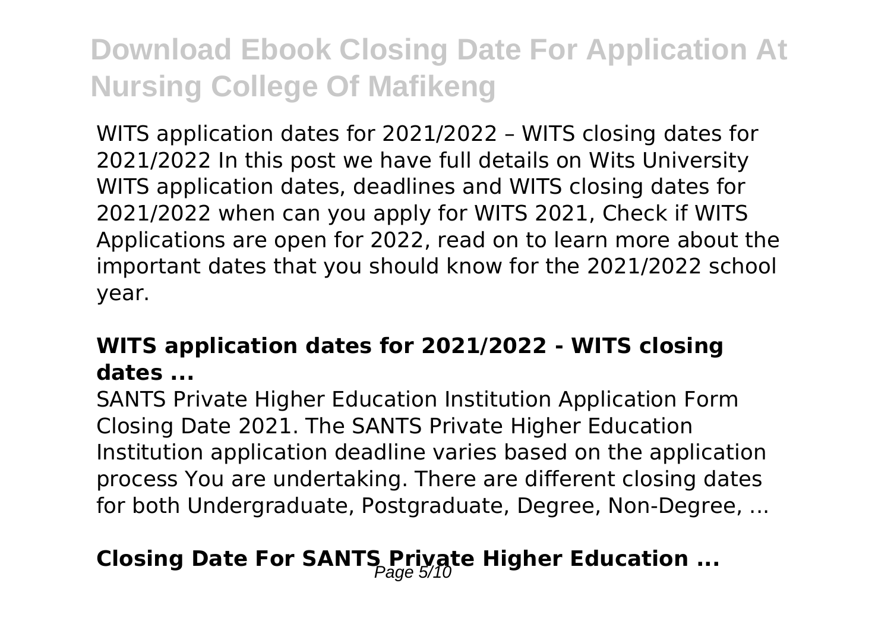WITS application dates for 2021/2022 – WITS closing dates for 2021/2022 In this post we have full details on Wits University WITS application dates, deadlines and WITS closing dates for 2021/2022 when can you apply for WITS 2021, Check if WITS Applications are open for 2022, read on to learn more about the important dates that you should know for the 2021/2022 school year.

### WITS application dates for 2021/2022 - WITS closing dates ...

SANTS Private Higher Education Institution Application Form Closing Date 2021. The SANTS Private Higher Education Institution application deadline varies based on the application process You are undertaking. There are different closing dates for both Undergraduate, Postgraduate, Degree, Non-Degree, ...

### Closing Date For SANTS Private Higher Education ...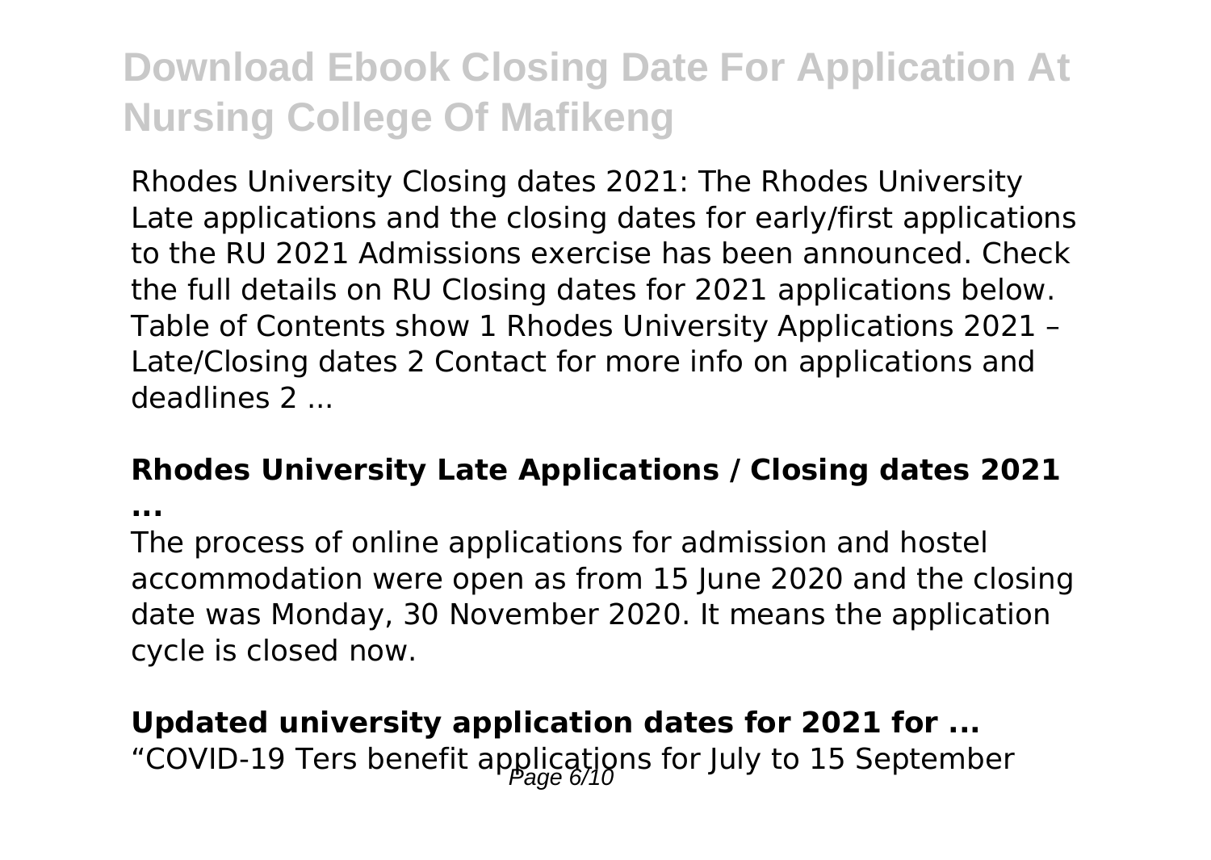Rhodes University Closing dates 2021: The Rhodes University Late applications and the closing dates for early/first applications to the RU 2021 Admissions exercise has been announced. Check the full details on RU Closing dates for 2021 applications below. Table of Contents show 1 Rhodes University Applications 2021 – Late/Closing dates 2 Contact for more info on applications and deadlines 2 ...

**Rhodes University Late Applications / Closing dates 2021 ...**

The process of online applications for admission and hostel accommodation were open as from 15 June 2020 and the closing date was Monday, 30 November 2020. It means the application cycle is closed now.

**Updated university application dates for 2021 for ...**

"COVID-19 Ters benefit applications for July to 15 September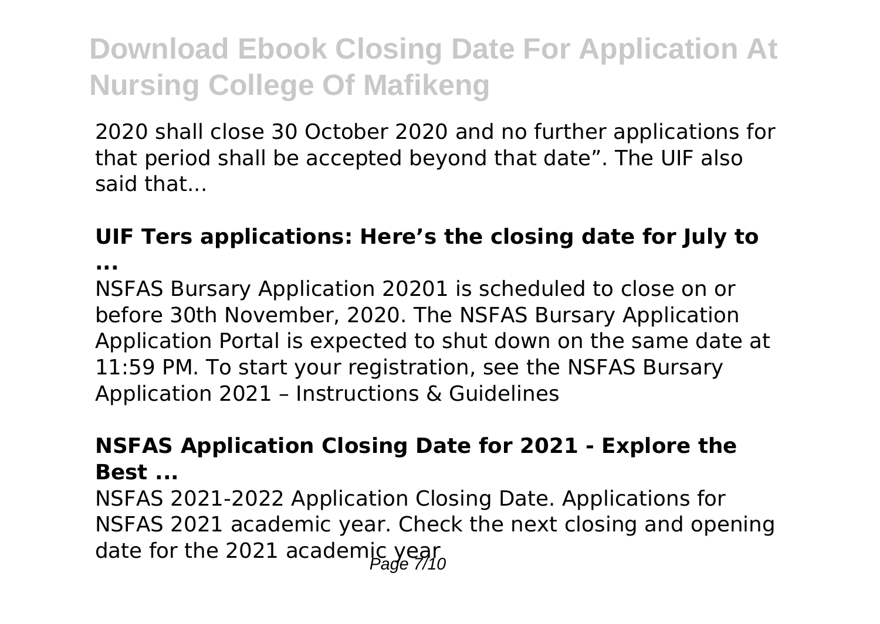2020 shall close 30 October 2020 and no further applications for that period shall be accepted beyond that date". The UIF also said that...

### UIF Ters applications: Here's the closing date for July to ...

NSFAS Bursary Application 20201 is scheduled to close on or before 30th November, 2020. The NSFAS Bursary Application Application Portal is expected to shut down on the same date at 11:59 PM. To start your registration, see the NSFAS Bursary Application 2021 – Instructions & Guidelines

### NSFAS Application Closing Date for 2021 - Explore the Best ...

NSFAS 2021-2022 Application Closing Date. Applications for NSFAS 2021 academic year. Check the next closing and opening date for the 2021 academic year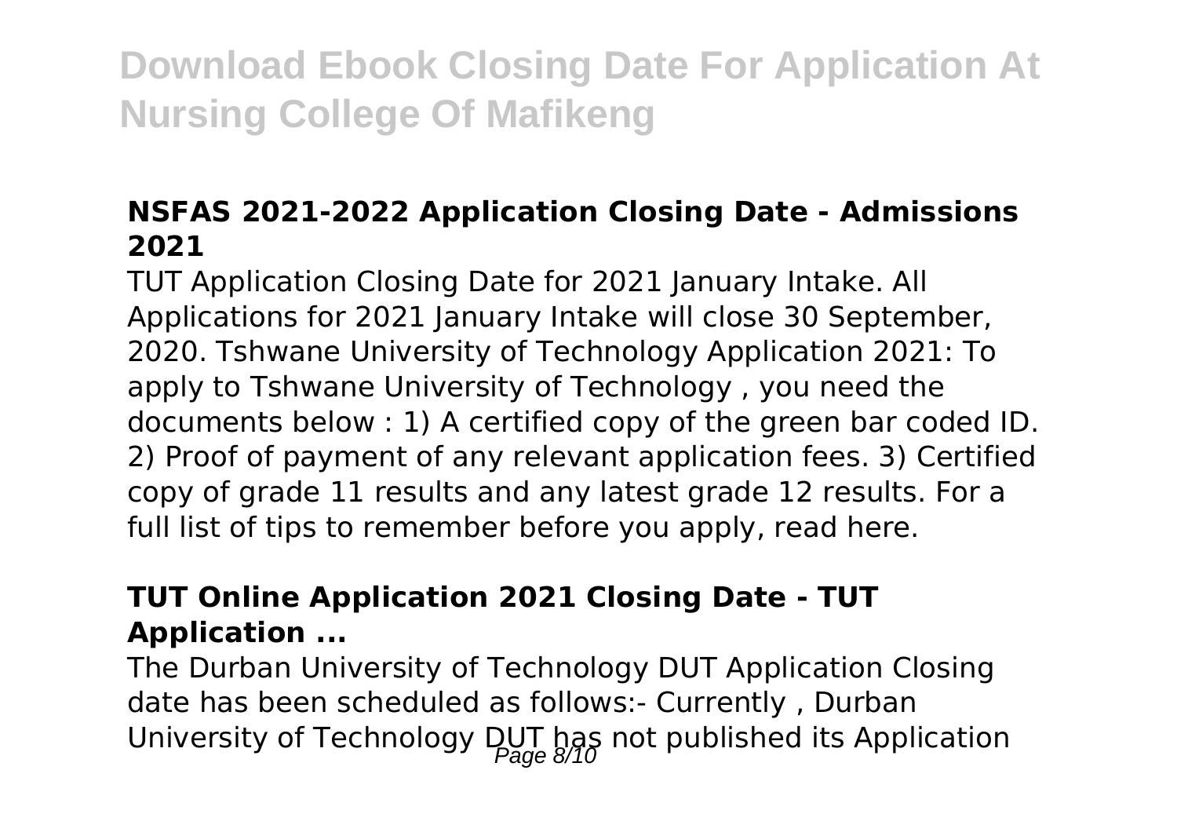### NSFAS 2021-2022 Application Closing Date - Admissions 2021

TUT Application Closing Date for 2021 January Intake. All Applications for 2021 January Intake will close 30 September, 2020. Tshwane University of Technology Application 2021: To apply to Tshwane University of Technology , you need the documents below : 1) A certified copy of the green bar coded ID. 2) Proof of payment of any relevant application fees. 3) Certified copy of grade 11 results and any latest grade 12 results. For a full list of tips to remember before you apply, read here.

### TUT Online Application 2021 Closing Date - TUT Application ...

The Durban University of Technology DUT Application Closing date has been scheduled as follows:- Currently , Durban University of Technology DUT has not published its Application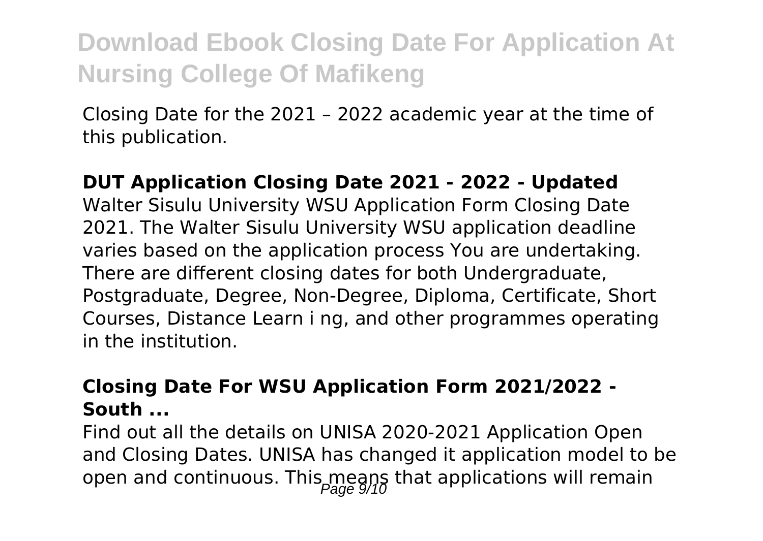Closing Date for the 2021 – 2022 academic year at the time of this publication.

**DUT Application Closing Date 2021 - 2022 - Updated**

Walter Sisulu University WSU Application Form Closing Date 2021. The Walter Sisulu University WSU application deadline varies based on the application process You are undertaking. There are different closing dates for both Undergraduate, Postgraduate, Degree, Non-Degree, Diploma, Certificate, Short Courses, Distance Learn i ng, and other programmes operating in the institution.

**Closing Date For WSU Application Form 2021/2022 - South ...**

Find out all the details on UNISA 2020-2021 Application Open and Closing Dates. UNISA has changed it application model to be open and continuous. This means that applications will remain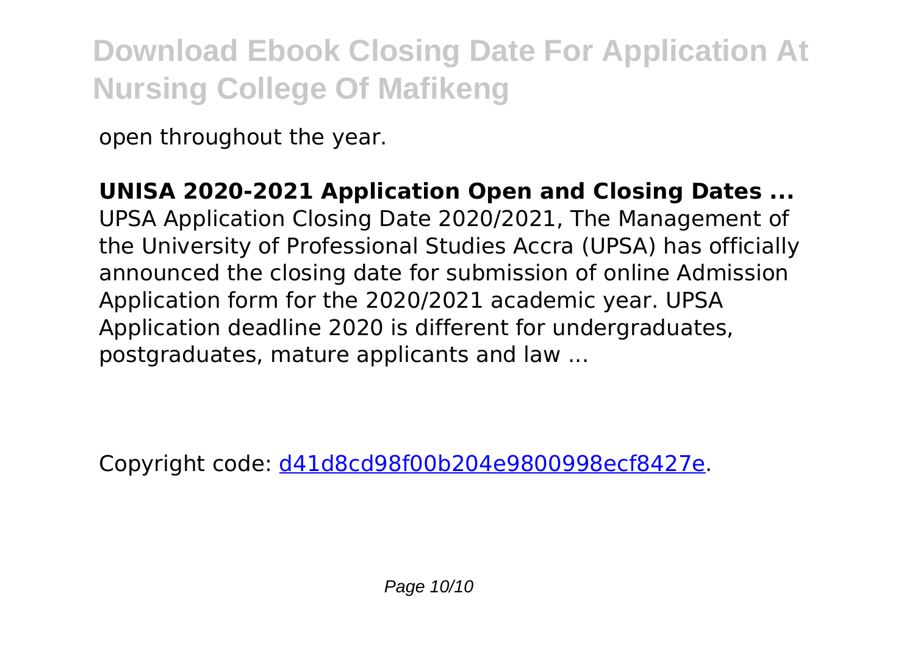open throughout the year.

**UNISA 2020-2021 Application Open and Closing Dates ...**
UPSA Application Closing Date 2020/2021, The Management of the University of Professional Studies Accra (UPSA) has officially announced the closing date for submission of online Admission Application form for the 2020/2021 academic year. UPSA Application deadline 2020 is different for undergraduates, postgraduates, mature applicants and law ...

Copyright code: d41d8cd98f00b204e9800998ecf8427e.